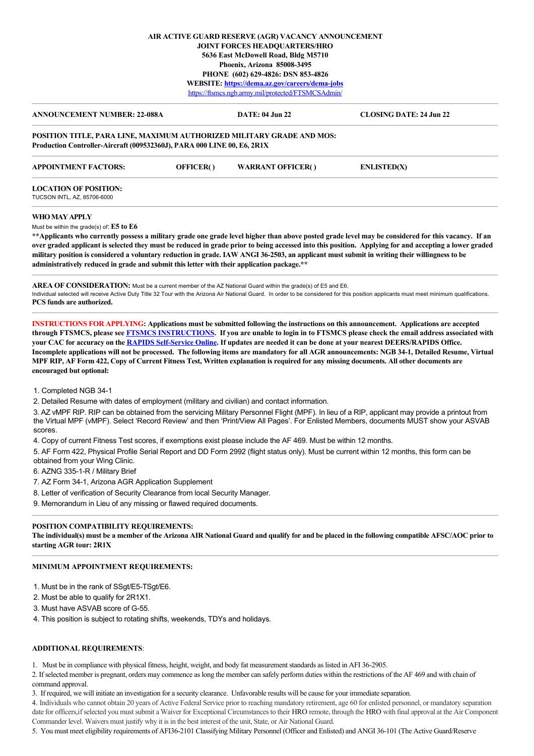**AIR ACTIVE GUARD RESERVE (AGR) VACANCY ANNOUNCEMENT**
**JOINT FORCES HEADQUARTERS/HRO**
**5636 East McDowell Road, Bldg M5710**
**Phoenix, Arizona 85008-3495**
**PHONE (602) 629-4826: DSN 853-4826**
**WEBSITE: https://dema.az.gov/careers/dema-jobs**
https://ftsmcs.ngb.army.mil/protected/FTSMCSAdmin/

---

**ANNOUNCEMENT NUMBER: 22-088A** | **DATE: 04 Jun 22** | **CLOSING DATE: 24 Jun 22**

---

**POSITION TITLE, PARA LINE, MAXIMUM AUTHORIZED MILITARY GRADE AND MOS:**
**Production Controller-Aircraft (009532360J), PARA 000 LINE 00, E6, 2R1X**

---

**APPOINTMENT FACTORS:** **OFFICER( )** **WARRANT OFFICER( )** **ENLISTED(X)**

---

**LOCATION OF POSITION:**
TUCSON INTL, AZ, 85706-6000

---

**WHO MAY APPLY**
Must be within the grade(s) of: **E5 to E6**
**\*\*Applicants who currently possess a military grade one grade level higher than above posted grade level may be considered for this vacancy. If an over graded applicant is selected they must be reduced in grade prior to being accessed into this position. Applying for and accepting a lower graded military position is considered a voluntary reduction in grade. IAW ANGI 36-2503, an applicant must submit in writing their willingness to be administratively reduced in grade and submit this letter with their application package.\*\***

---

**AREA OF CONSIDERATION:** Must be a current member of the AZ National Guard within the grade(s) of E5 and E6.
Individual selected will receive Active Duty Title 32 Tour with the Arizona Air National Guard. In order to be considered for this position applicants must meet minimum qualifications.
**PCS funds are authorized.**

---

**INSTRUCTIONS FOR APPLYING: Applications must be submitted following the instructions on this announcement. Applications are accepted through FTSMCS, please see FTSMCS INSTRUCTIONS. If you are unable to login in to FTSMCS please check the email address associated with your CAC for accuracy on the RAPIDS Self-Service Online. If updates are needed it can be done at your nearest DEERS/RAPIDS Office. Incomplete applications will not be processed. The following items are mandatory for all AGR announcements: NGB 34-1, Detailed Resume, Virtual MPF RIP, AF Form 422, Copy of Current Fitness Test, Written explanation is required for any missing documents. All other documents are encouraged but optional:**

1. Completed NGB 34-1
2. Detailed Resume with dates of employment (military and civilian) and contact information.
3. AZ vMPF RIP. RIP can be obtained from the servicing Military Personnel Flight (MPF). In lieu of a RIP, applicant may provide a printout from the Virtual MPF (vMPF). Select 'Record Review' and then 'Print/View All Pages'. For Enlisted Members, documents MUST show your ASVAB scores.
4. Copy of current Fitness Test scores, if exemptions exist please include the AF 469. Must be within 12 months.
5. AF Form 422, Physical Profile Serial Report and DD Form 2992 (flight status only). Must be current within 12 months, this form can be obtained from your Wing Clinic.
6. AZNG 335-1-R / Military Brief
7. AZ Form 34-1, Arizona AGR Application Supplement
8. Letter of verification of Security Clearance from local Security Manager.
9. Memorandum in Lieu of any missing or flawed required documents.

---

**POSITION COMPATIBILITY REQUIREMENTS:**
**The individual(s) must be a member of the Arizona AIR National Guard and qualify for and be placed in the following compatible AFSC/AOC prior to starting AGR tour: 2R1X**

---

**MINIMUM APPOINTMENT REQUIREMENTS:**

1. Must be in the rank of SSgt/E5-TSgt/E6.
2. Must be able to qualify for 2R1X1.
3. Must have ASVAB score of G-55.
4. This position is subject to rotating shifts, weekends, TDYs and holidays.

**ADDITIONAL REQUIREMENTS**:

1. Must be in compliance with physical fitness, height, weight, and body fat measurement standards as listed in AFI 36-2905.
2. If selected member is pregnant, orders may commence as long the member can safely perform duties within the restrictions of the AF 469 and with chain of command approval.
3. If required, we will initiate an investigation for a security clearance. Unfavorable results will be cause for your immediate separation.
4. Individuals who cannot obtain 20 years of Active Federal Service prior to reaching mandatory retirement, age 60 for enlisted personnel, or mandatory separation date for officers,if selected you must submit a Waiver for Exceptional Circumstances to their HRO remote, through the HRO with final approval at the Air Component Commander level. Waivers must justify why it is in the best interest of the unit, State, or Air National Guard.
5. You must meet eligibility requirements of AFI36-2101 Classifying Military Personnel (Officer and Enlisted) and ANGI 36-101 (The Active Guard/Reserve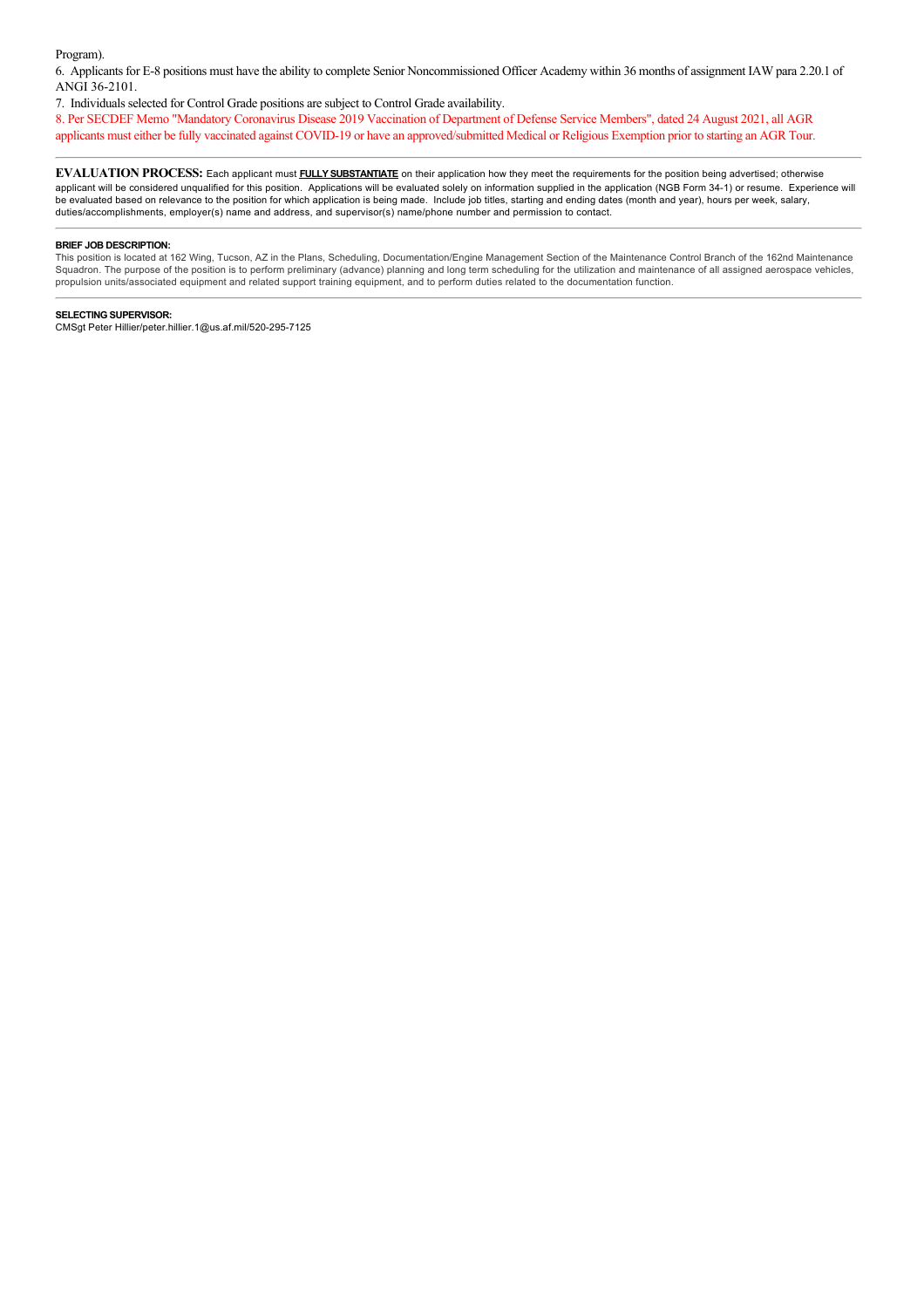Program).

6. Applicants for E-8 positions must have the ability to complete Senior Noncommissioned Officer Academy within 36 months of assignment IAW para 2.20.1 of ANGI 36-2101.

7. Individuals selected for Control Grade positions are subject to Control Grade availability.

8. Per SECDEF Memo "Mandatory Coronavirus Disease 2019 Vaccination of Department of Defense Service Members", dated 24 August 2021, all AGR applicants must either be fully vaccinated against COVID-19 or have an approved/submitted Medical or Religious Exemption prior to starting an AGR Tour.

---

**EVALUATION PROCESS:** Each applicant must **FULLY SUBSTANTIATE** on their application how they meet the requirements for the position being advertised; otherwise applicant will be considered unqualified for this position. Applications will be evaluated solely on information supplied in the application (NGB Form 34-1) or resume. Experience will be evaluated based on relevance to the position for which application is being made. Include job titles, starting and ending dates (month and year), hours per week, salary, duties/accomplishments, employer(s) name and address, and supervisor(s) name/phone number and permission to contact.

---

**BRIEF JOB DESCRIPTION:**

This position is located at 162 Wing, Tucson, AZ in the Plans, Scheduling, Documentation/Engine Management Section of the Maintenance Control Branch of the 162nd Maintenance Squadron. The purpose of the position is to perform preliminary (advance) planning and long term scheduling for the utilization and maintenance of all assigned aerospace vehicles, propulsion units/associated equipment and related support training equipment, and to perform duties related to the documentation function.

---

**SELECTING SUPERVISOR:**

CMSgt Peter Hillier/peter.hillier.1@us.af.mil/520-295-7125